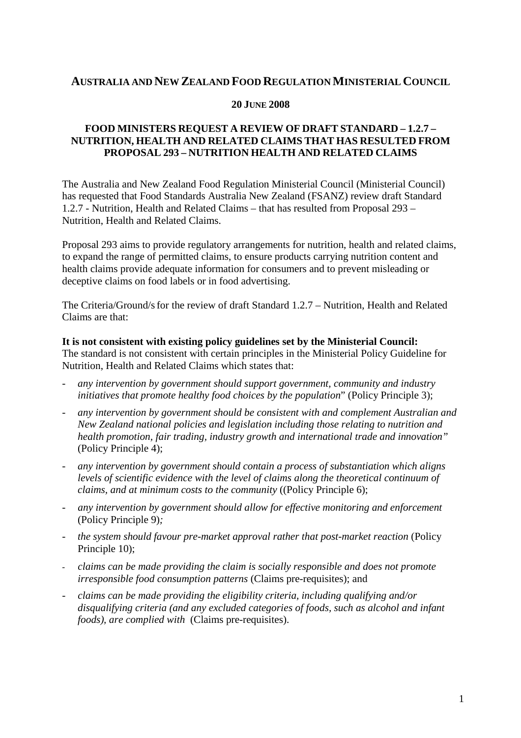# AUSTRALIA AND NEW ZEALAND FOOD REGULATION MINISTERIAL COUNCIL

**20 JUNE 2008**

## FOOD MINISTERS REQUEST A REVIEW OF DRAFT STANDARD – 1.2.7 – NUTRITION, HEALTH AND RELATED CLAIMS THAT HAS RESULTED FROM PROPOSAL 293 – NUTRITION HEALTH AND RELATED CLAIMS

The Australia and New Zealand Food Regulation Ministerial Council (Ministerial Council) has requested that Food Standards Australia New Zealand (FSANZ) review draft Standard 1.2.7 - Nutrition, Health and Related Claims – that has resulted from Proposal 293 – Nutrition, Health and Related Claims.

Proposal 293 aims to provide regulatory arrangements for nutrition, health and related claims, to expand the range of permitted claims, to ensure products carrying nutrition content and health claims provide adequate information for consumers and to prevent misleading or deceptive claims on food labels or in food advertising.

The Criteria/Ground/s for the review of draft Standard 1.2.7 – Nutrition, Health and Related Claims are that:

**It is not consistent with existing policy guidelines set by the Ministerial Council:**
The standard is not consistent with certain principles in the Ministerial Policy Guideline for Nutrition, Health and Related Claims which states that:

- *any intervention by government should support government, community and industry initiatives that promote healthy food choices by the population*" (Policy Principle 3);
- *any intervention by government should be consistent with and complement Australian and New Zealand national policies and legislation including those relating to nutrition and health promotion, fair trading, industry growth and international trade and innovation"* (Policy Principle 4);
- *any intervention by government should contain a process of substantiation which aligns levels of scientific evidence with the level of claims along the theoretical continuum of claims, and at minimum costs to the community* ((Policy Principle 6);
- *any intervention by government should allow for effective monitoring and enforcement* (Policy Principle 9)*;*
- *the system should favour pre-market approval rather that post-market reaction* (Policy Principle 10);
- *claims can be made providing the claim is socially responsible and does not promote irresponsible food consumption patterns* (Claims pre-requisites); and
- *claims can be made providing the eligibility criteria, including qualifying and/or disqualifying criteria (and any excluded categories of foods, such as alcohol and infant foods), are complied with* (Claims pre-requisites).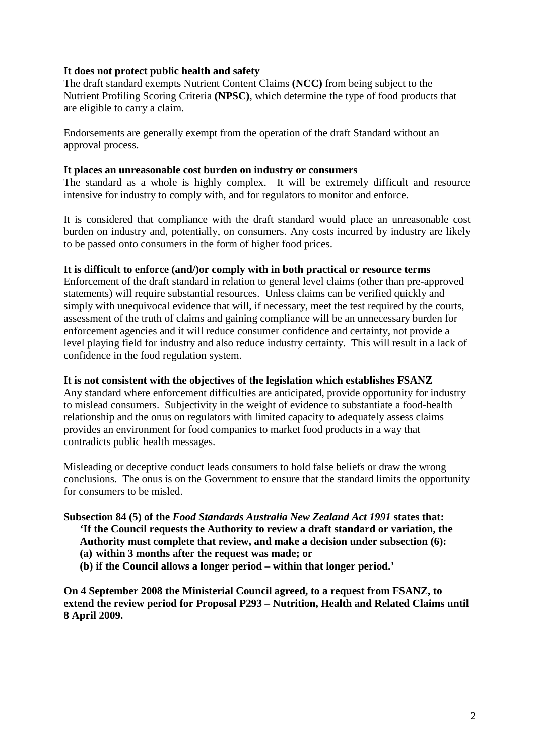**It does not protect public health and safety**
The draft standard exempts Nutrient Content Claims **(NCC)** from being subject to the Nutrient Profiling Scoring Criteria **(NPSC)**, which determine the type of food products that are eligible to carry a claim.

Endorsements are generally exempt from the operation of the draft Standard without an approval process.

**It places an unreasonable cost burden on industry or consumers**
The standard as a whole is highly complex. It will be extremely difficult and resource intensive for industry to comply with, and for regulators to monitor and enforce.

It is considered that compliance with the draft standard would place an unreasonable cost burden on industry and, potentially, on consumers. Any costs incurred by industry are likely to be passed onto consumers in the form of higher food prices.

**It is difficult to enforce (and/)or comply with in both practical or resource terms**
Enforcement of the draft standard in relation to general level claims (other than pre-approved statements) will require substantial resources. Unless claims can be verified quickly and simply with unequivocal evidence that will, if necessary, meet the test required by the courts, assessment of the truth of claims and gaining compliance will be an unnecessary burden for enforcement agencies and it will reduce consumer confidence and certainty, not provide a level playing field for industry and also reduce industry certainty. This will result in a lack of confidence in the food regulation system.

**It is not consistent with the objectives of the legislation which establishes FSANZ**
Any standard where enforcement difficulties are anticipated, provide opportunity for industry to mislead consumers. Subjectivity in the weight of evidence to substantiate a food-health relationship and the onus on regulators with limited capacity to adequately assess claims provides an environment for food companies to market food products in a way that contradicts public health messages.

Misleading or deceptive conduct leads consumers to hold false beliefs or draw the wrong conclusions. The onus is on the Government to ensure that the standard limits the opportunity for consumers to be misled.

**Subsection 84 (5) of the *Food Standards Australia New Zealand Act 1991* states that:**
> **'If the Council requests the Authority to review a draft standard or variation, the Authority must complete that review, and make a decision under subsection (6):**
> **(a) within 3 months after the request was made; or**
> **(b) if the Council allows a longer period – within that longer period.'**

**On 4 September 2008 the Ministerial Council agreed, to a request from FSANZ, to extend the review period for Proposal P293 – Nutrition, Health and Related Claims until 8 April 2009.**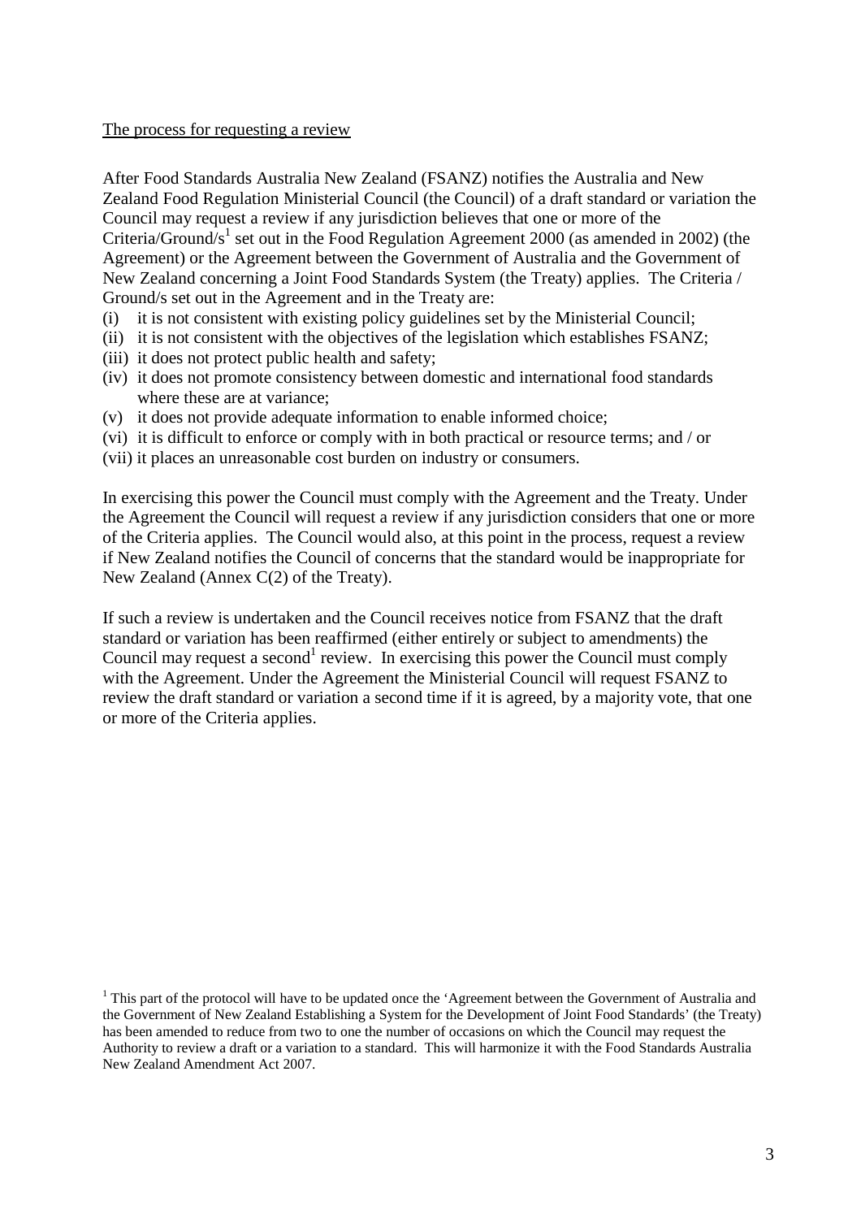The process for requesting a review

After Food Standards Australia New Zealand (FSANZ) notifies the Australia and New Zealand Food Regulation Ministerial Council (the Council) of a draft standard or variation the Council may request a review if any jurisdiction believes that one or more of the Criteria/Ground/s[1] set out in the Food Regulation Agreement 2000 (as amended in 2002) (the Agreement) or the Agreement between the Government of Australia and the Government of New Zealand concerning a Joint Food Standards System (the Treaty) applies. The Criteria / Ground/s set out in the Agreement and in the Treaty are:

(i) it is not consistent with existing policy guidelines set by the Ministerial Council;
(ii) it is not consistent with the objectives of the legislation which establishes FSANZ;
(iii) it does not protect public health and safety;
(iv) it does not promote consistency between domestic and international food standards where these are at variance;
(v) it does not provide adequate information to enable informed choice;
(vi) it is difficult to enforce or comply with in both practical or resource terms; and / or
(vii) it places an unreasonable cost burden on industry or consumers.

In exercising this power the Council must comply with the Agreement and the Treaty. Under the Agreement the Council will request a review if any jurisdiction considers that one or more of the Criteria applies. The Council would also, at this point in the process, request a review if New Zealand notifies the Council of concerns that the standard would be inappropriate for New Zealand (Annex C(2) of the Treaty).

If such a review is undertaken and the Council receives notice from FSANZ that the draft standard or variation has been reaffirmed (either entirely or subject to amendments) the Council may request a second[1] review. In exercising this power the Council must comply with the Agreement. Under the Agreement the Ministerial Council will request FSANZ to review the draft standard or variation a second time if it is agreed, by a majority vote, that one or more of the Criteria applies.

[1] This part of the protocol will have to be updated once the 'Agreement between the Government of Australia and the Government of New Zealand Establishing a System for the Development of Joint Food Standards' (the Treaty) has been amended to reduce from two to one the number of occasions on which the Council may request the Authority to review a draft or a variation to a standard. This will harmonize it with the Food Standards Australia New Zealand Amendment Act 2007.